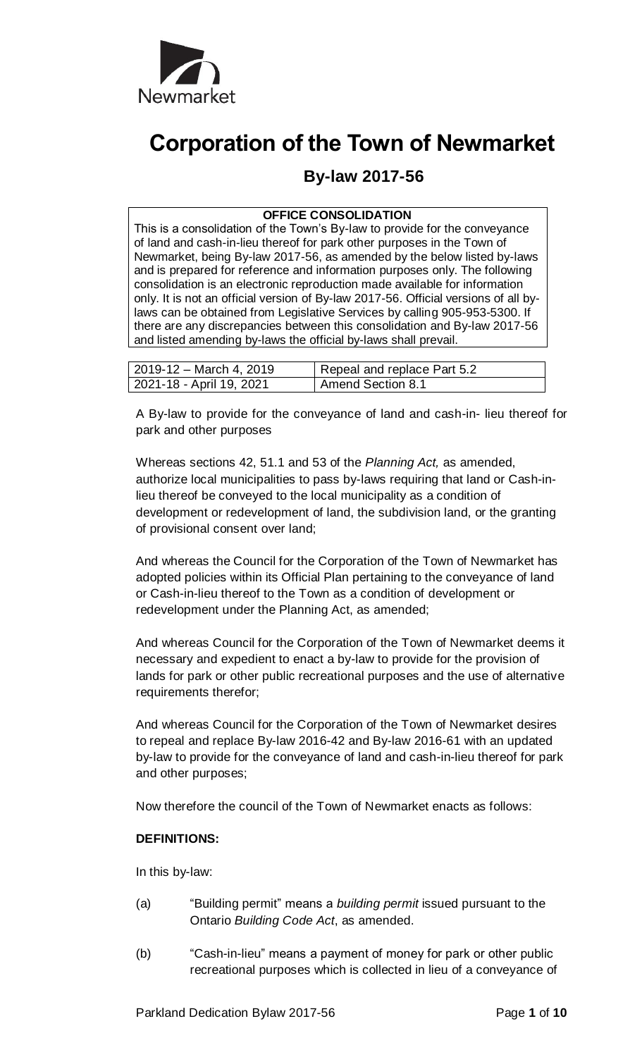Newmarket

# Corporation of the Town of Newmarket

## By-law 2017-56

**OFFICE CONSOLIDATION**

This is a consolidation of the Town's By-law to provide for the conveyance of land and cash-in-lieu thereof for park other purposes in the Town of Newmarket, being By-law 2017-56, as amended by the below listed by-laws and is prepared for reference and information purposes only. The following consolidation is an electronic reproduction made available for information only. It is not an official version of By-law 2017-56. Official versions of all by-laws can be obtained from Legislative Services by calling 905-953-5300. If there are any discrepancies between this consolidation and By-law 2017-56 and listed amending by-laws the official by-laws shall prevail.

| 2019-12 – March 4, 2019 | Repeal and replace Part 5.2 |
|---|---|
| 2021-18 - April 19, 2021 | Amend Section 8.1 |

A By-law to provide for the conveyance of land and cash-in- lieu thereof for park and other purposes

Whereas sections 42, 51.1 and 53 of the *Planning Act,* as amended, authorize local municipalities to pass by-laws requiring that land or Cash-in-lieu thereof be conveyed to the local municipality as a condition of development or redevelopment of land, the subdivision land, or the granting of provisional consent over land;

And whereas the Council for the Corporation of the Town of Newmarket has adopted policies within its Official Plan pertaining to the conveyance of land or Cash-in-lieu thereof to the Town as a condition of development or redevelopment under the Planning Act, as amended;

And whereas Council for the Corporation of the Town of Newmarket deems it necessary and expedient to enact a by-law to provide for the provision of lands for park or other public recreational purposes and the use of alternative requirements therefor;

And whereas Council for the Corporation of the Town of Newmarket desires to repeal and replace By-law 2016-42 and By-law 2016-61 with an updated by-law to provide for the conveyance of land and cash-in-lieu thereof for park and other purposes;

Now therefore the council of the Town of Newmarket enacts as follows:

**DEFINITIONS:**

In this by-law:

(a) "Building permit" means a *building permit* issued pursuant to the Ontario *Building Code Act*, as amended.

(b) "Cash-in-lieu" means a payment of money for park or other public recreational purposes which is collected in lieu of a conveyance of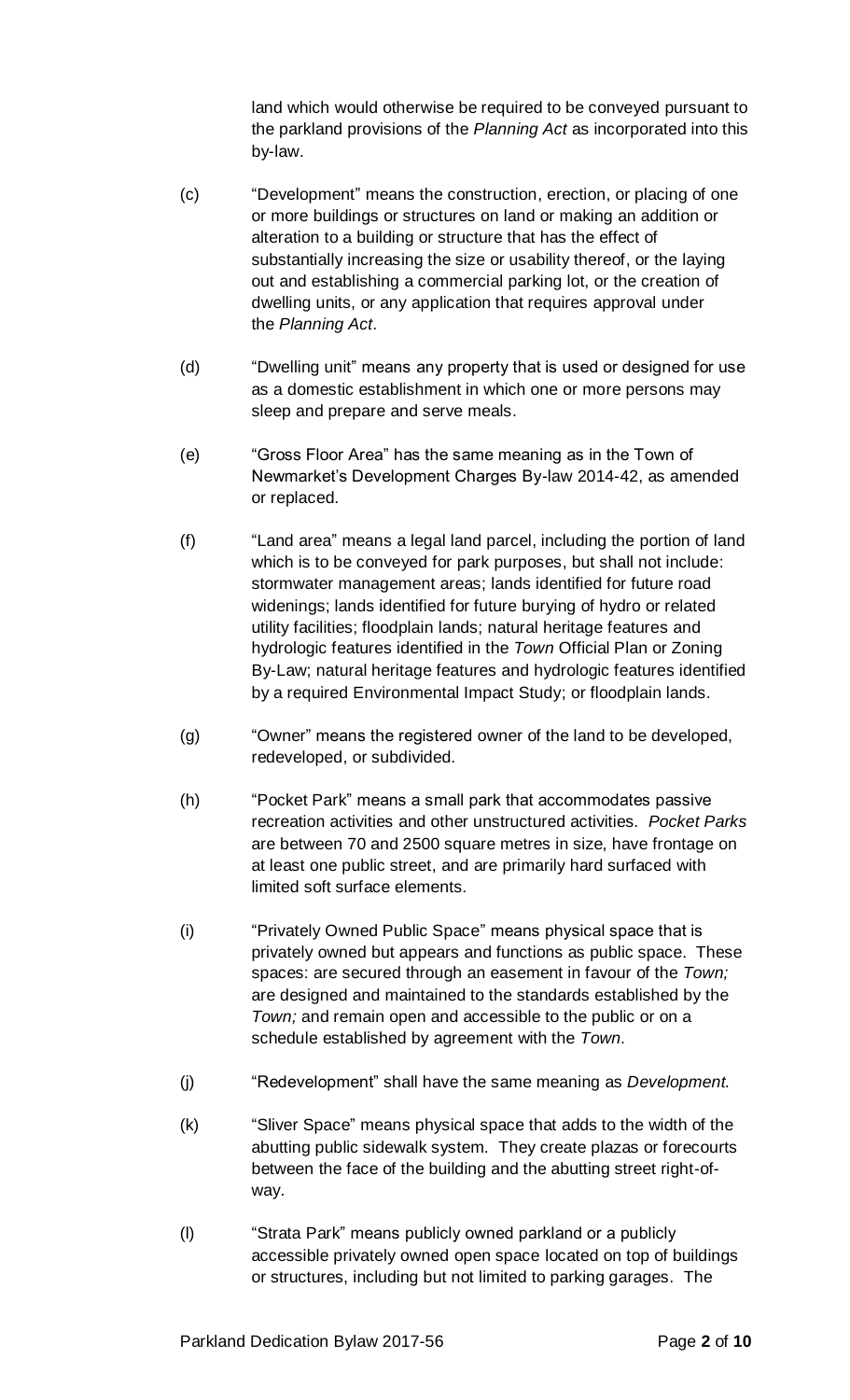land which would otherwise be required to be conveyed pursuant to the parkland provisions of the *Planning Act* as incorporated into this by-law.

(c) "Development" means the construction, erection, or placing of one or more buildings or structures on land or making an addition or alteration to a building or structure that has the effect of substantially increasing the size or usability thereof, or the laying out and establishing a commercial parking lot, or the creation of dwelling units, or any application that requires approval under the *Planning Act*.

(d) "Dwelling unit" means any property that is used or designed for use as a domestic establishment in which one or more persons may sleep and prepare and serve meals.

(e) "Gross Floor Area" has the same meaning as in the Town of Newmarket's Development Charges By-law 2014-42, as amended or replaced.

(f) "Land area" means a legal land parcel, including the portion of land which is to be conveyed for park purposes, but shall not include: stormwater management areas; lands identified for future road widenings; lands identified for future burying of hydro or related utility facilities; floodplain lands; natural heritage features and hydrologic features identified in the *Town* Official Plan or Zoning By-Law; natural heritage features and hydrologic features identified by a required Environmental Impact Study; or floodplain lands.

(g) "Owner" means the registered owner of the land to be developed, redeveloped, or subdivided.

(h) "Pocket Park" means a small park that accommodates passive recreation activities and other unstructured activities. *Pocket Parks* are between 70 and 2500 square metres in size, have frontage on at least one public street, and are primarily hard surfaced with limited soft surface elements.

(i) "Privately Owned Public Space" means physical space that is privately owned but appears and functions as public space. These spaces: are secured through an easement in favour of the *Town;* are designed and maintained to the standards established by the *Town;* and remain open and accessible to the public or on a schedule established by agreement with the *Town*.

(j) "Redevelopment" shall have the same meaning as *Development.*

(k) "Sliver Space" means physical space that adds to the width of the abutting public sidewalk system. They create plazas or forecourts between the face of the building and the abutting street right-of-way.

(l) "Strata Park" means publicly owned parkland or a publicly accessible privately owned open space located on top of buildings or structures, including but not limited to parking garages. The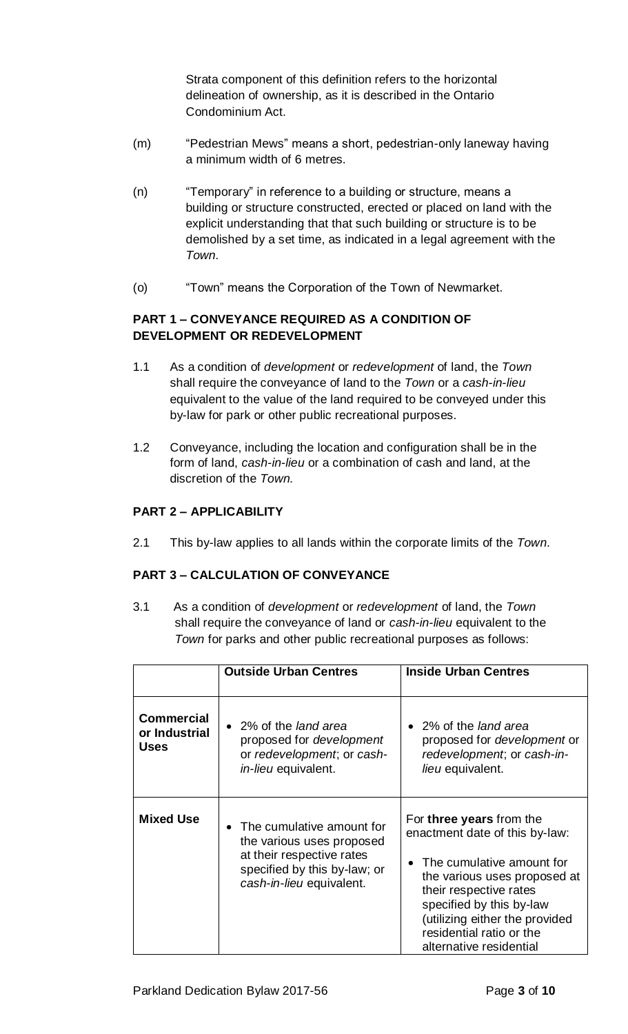Strata component of this definition refers to the horizontal delineation of ownership, as it is described in the Ontario Condominium Act.

(m) "Pedestrian Mews" means a short, pedestrian-only laneway having a minimum width of 6 metres.

(n) "Temporary" in reference to a building or structure, means a building or structure constructed, erected or placed on land with the explicit understanding that that such building or structure is to be demolished by a set time, as indicated in a legal agreement with the *Town.*

(o) "Town" means the Corporation of the Town of Newmarket.

**PART 1 – CONVEYANCE REQUIRED AS A CONDITION OF DEVELOPMENT OR REDEVELOPMENT**

1.1 As a condition of *development* or *redevelopment* of land, the *Town* shall require the conveyance of land to the *Town* or a *cash-in-lieu* equivalent to the value of the land required to be conveyed under this by-law for park or other public recreational purposes.

1.2 Conveyance, including the location and configuration shall be in the form of land, *cash-in-lieu* or a combination of cash and land, at the discretion of the *Town.*

**PART 2 – APPLICABILITY**

2.1 This by-law applies to all lands within the corporate limits of the *Town.*

**PART 3 – CALCULATION OF CONVEYANCE**

3.1 As a condition of *development* or *redevelopment* of land, the *Town* shall require the conveyance of land or *cash-in-lieu* equivalent to the *Town* for parks and other public recreational purposes as follows:

| | **Outside Urban Centres** | **Inside Urban Centres** |
|---|---|---|
| **Commercial or Industrial Uses** | • 2% of the *land area* proposed for *development* or *redevelopment*; or *cash-in-lieu* equivalent. | • 2% of the *land area* proposed for *development* or *redevelopment*; or *cash-in-lieu* equivalent. |
| **Mixed Use** | • The cumulative amount for the various uses proposed at their respective rates specified by this by-law; or *cash-in-lieu* equivalent. | For **three years** from the enactment date of this by-law: • The cumulative amount for the various uses proposed at their respective rates specified by this by-law (utilizing either the provided residential ratio or the alternative residential |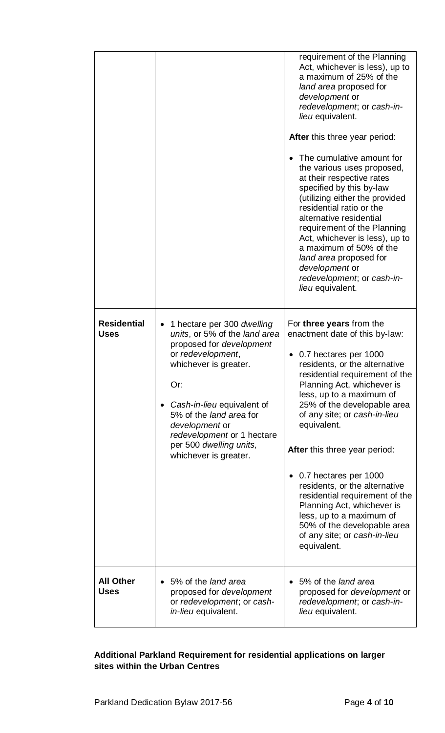| | | |
|---|---|---|
| | | requirement of the Planning Act, whichever is less), up to a maximum of 25% of the *land area* proposed for *development* or *redevelopment*; or *cash-in-lieu* equivalent.<br><br>**After** this three year period:<br><br>• The cumulative amount for the various uses proposed, at their respective rates specified by this by-law (utilizing either the provided residential ratio or the alternative residential requirement of the Planning Act, whichever is less), up to a maximum of 50% of the *land area* proposed for *development* or *redevelopment*; or *cash-in-lieu* equivalent. |
| **Residential Uses** | • 1 hectare per 300 *dwelling units*, or 5% of the *land area* proposed for *development* or *redevelopment*, whichever is greater.<br><br>Or:<br><br>• *Cash-in-lieu* equivalent of 5% of the *land area* for *development* or *redevelopment* or 1 hectare per 500 *dwelling units,* whichever is greater. | For **three years** from the enactment date of this by-law:<br><br>• 0.7 hectares per 1000 residents, or the alternative residential requirement of the Planning Act, whichever is less, up to a maximum of 25% of the developable area of any site; or *cash-in-lieu* equivalent.<br><br>**After** this three year period:<br><br>• 0.7 hectares per 1000 residents, or the alternative residential requirement of the Planning Act, whichever is less, up to a maximum of 50% of the developable area of any site; or *cash-in-lieu* equivalent. |
| **All Other Uses** | • 5% of the *land area* proposed for *development* or *redevelopment*; or *cash-in-lieu* equivalent. | • 5% of the *land area* proposed for *development* or *redevelopment*; or *cash-in-lieu* equivalent. |

**Additional Parkland Requirement for residential applications on larger sites within the Urban Centres**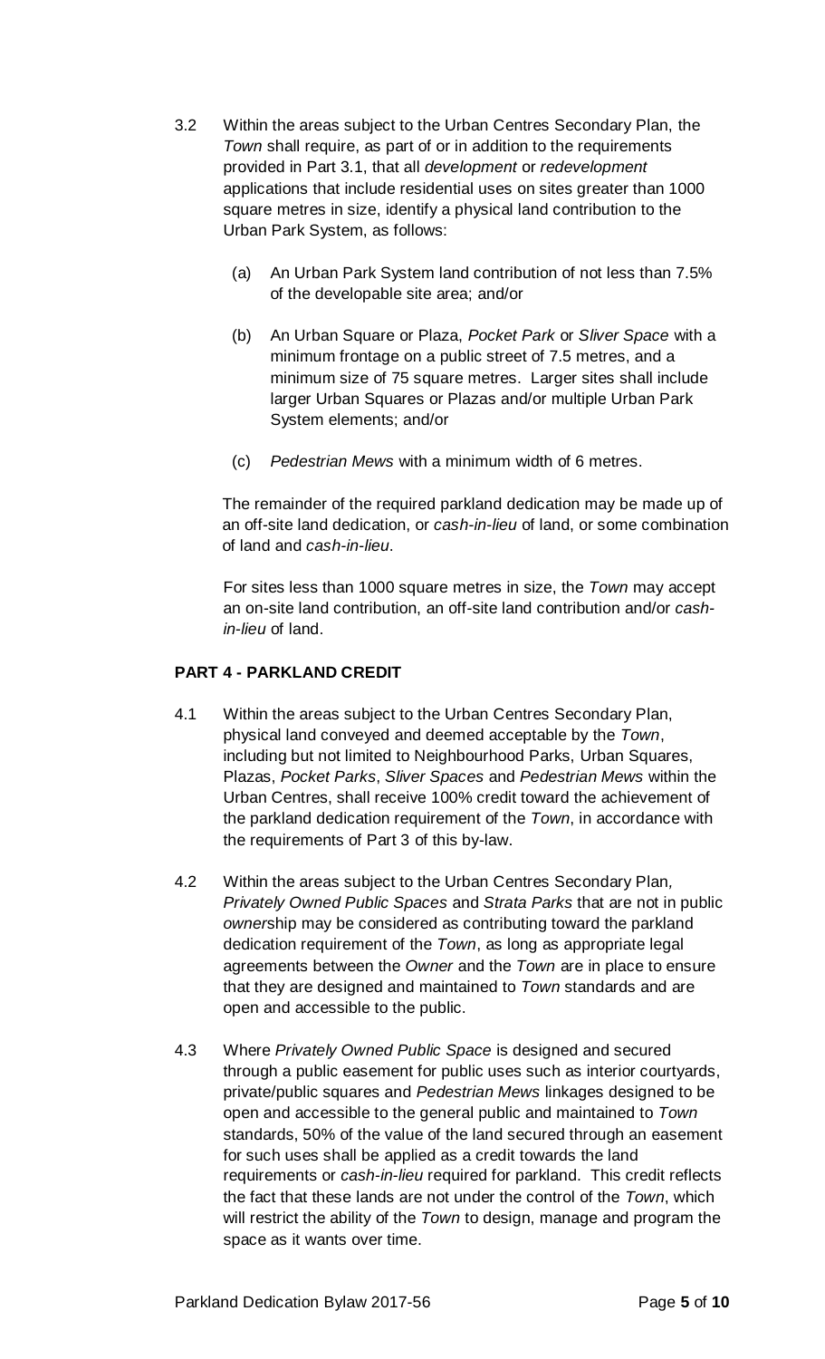3.2 Within the areas subject to the Urban Centres Secondary Plan, the *Town* shall require, as part of or in addition to the requirements provided in Part 3.1, that all *development* or *redevelopment* applications that include residential uses on sites greater than 1000 square metres in size, identify a physical land contribution to the Urban Park System, as follows:

   (a) An Urban Park System land contribution of not less than 7.5% of the developable site area; and/or

   (b) An Urban Square or Plaza, *Pocket Park* or *Sliver Space* with a minimum frontage on a public street of 7.5 metres, and a minimum size of 75 square metres. Larger sites shall include larger Urban Squares or Plazas and/or multiple Urban Park System elements; and/or

   (c) *Pedestrian Mews* with a minimum width of 6 metres.

   The remainder of the required parkland dedication may be made up of an off-site land dedication, or *cash-in-lieu* of land, or some combination of land and *cash-in-lieu*.

   For sites less than 1000 square metres in size, the *Town* may accept an on-site land contribution, an off-site land contribution and/or *cash-in-lieu* of land.

## PART 4 - PARKLAND CREDIT

4.1 Within the areas subject to the Urban Centres Secondary Plan, physical land conveyed and deemed acceptable by the *Town*, including but not limited to Neighbourhood Parks, Urban Squares, Plazas, *Pocket Parks*, *Sliver Spaces* and *Pedestrian Mews* within the Urban Centres, shall receive 100% credit toward the achievement of the parkland dedication requirement of the *Town*, in accordance with the requirements of Part 3 of this by-law.

4.2 Within the areas subject to the Urban Centres Secondary Plan, *Privately Owned Public Spaces* and *Strata Parks* that are not in public *owner*ship may be considered as contributing toward the parkland dedication requirement of the *Town*, as long as appropriate legal agreements between the *Owner* and the *Town* are in place to ensure that they are designed and maintained to *Town* standards and are open and accessible to the public.

4.3 Where *Privately Owned Public Space* is designed and secured through a public easement for public uses such as interior courtyards, private/public squares and *Pedestrian Mews* linkages designed to be open and accessible to the general public and maintained to *Town* standards, 50% of the value of the land secured through an easement for such uses shall be applied as a credit towards the land requirements or *cash-in-lieu* required for parkland. This credit reflects the fact that these lands are not under the control of the *Town*, which will restrict the ability of the *Town* to design, manage and program the space as it wants over time.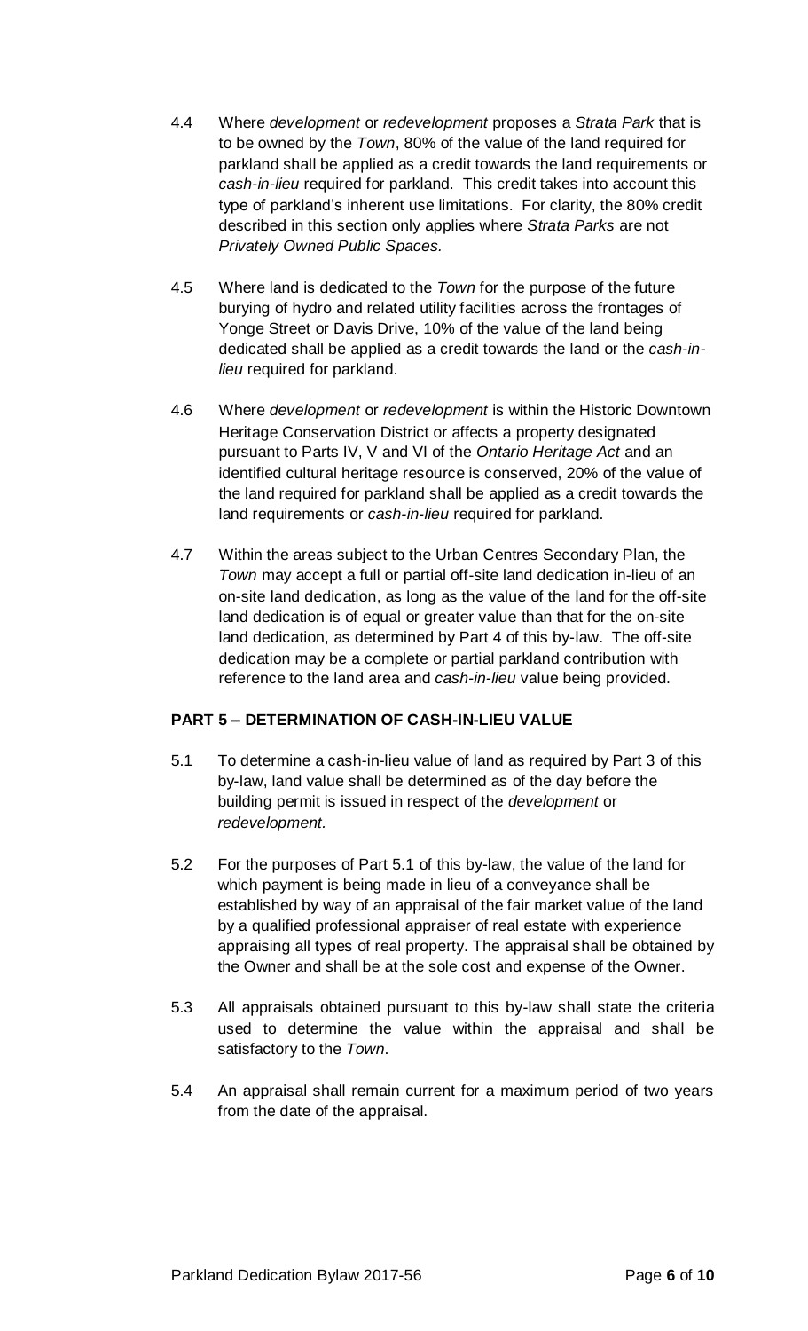4.4 Where *development* or *redevelopment* proposes a *Strata Park* that is to be owned by the *Town*, 80% of the value of the land required for parkland shall be applied as a credit towards the land requirements or *cash-in-lieu* required for parkland. This credit takes into account this type of parkland's inherent use limitations. For clarity, the 80% credit described in this section only applies where *Strata Parks* are not *Privately Owned Public Spaces.*

4.5 Where land is dedicated to the *Town* for the purpose of the future burying of hydro and related utility facilities across the frontages of Yonge Street or Davis Drive, 10% of the value of the land being dedicated shall be applied as a credit towards the land or the *cash-in-lieu* required for parkland.

4.6 Where *development* or *redevelopment* is within the Historic Downtown Heritage Conservation District or affects a property designated pursuant to Parts IV, V and VI of the *Ontario Heritage Act* and an identified cultural heritage resource is conserved, 20% of the value of the land required for parkland shall be applied as a credit towards the land requirements or *cash-in-lieu* required for parkland.

4.7 Within the areas subject to the Urban Centres Secondary Plan, the *Town* may accept a full or partial off-site land dedication in-lieu of an on-site land dedication, as long as the value of the land for the off-site land dedication is of equal or greater value than that for the on-site land dedication, as determined by Part 4 of this by-law. The off-site dedication may be a complete or partial parkland contribution with reference to the land area and *cash-in-lieu* value being provided.

**PART 5 – DETERMINATION OF CASH-IN-LIEU VALUE**

5.1 To determine a cash-in-lieu value of land as required by Part 3 of this by-law, land value shall be determined as of the day before the building permit is issued in respect of the *development* or *redevelopment*.

5.2 For the purposes of Part 5.1 of this by-law, the value of the land for which payment is being made in lieu of a conveyance shall be established by way of an appraisal of the fair market value of the land by a qualified professional appraiser of real estate with experience appraising all types of real property. The appraisal shall be obtained by the Owner and shall be at the sole cost and expense of the Owner.

5.3 All appraisals obtained pursuant to this by-law shall state the criteria used to determine the value within the appraisal and shall be satisfactory to the *Town*.

5.4 An appraisal shall remain current for a maximum period of two years from the date of the appraisal.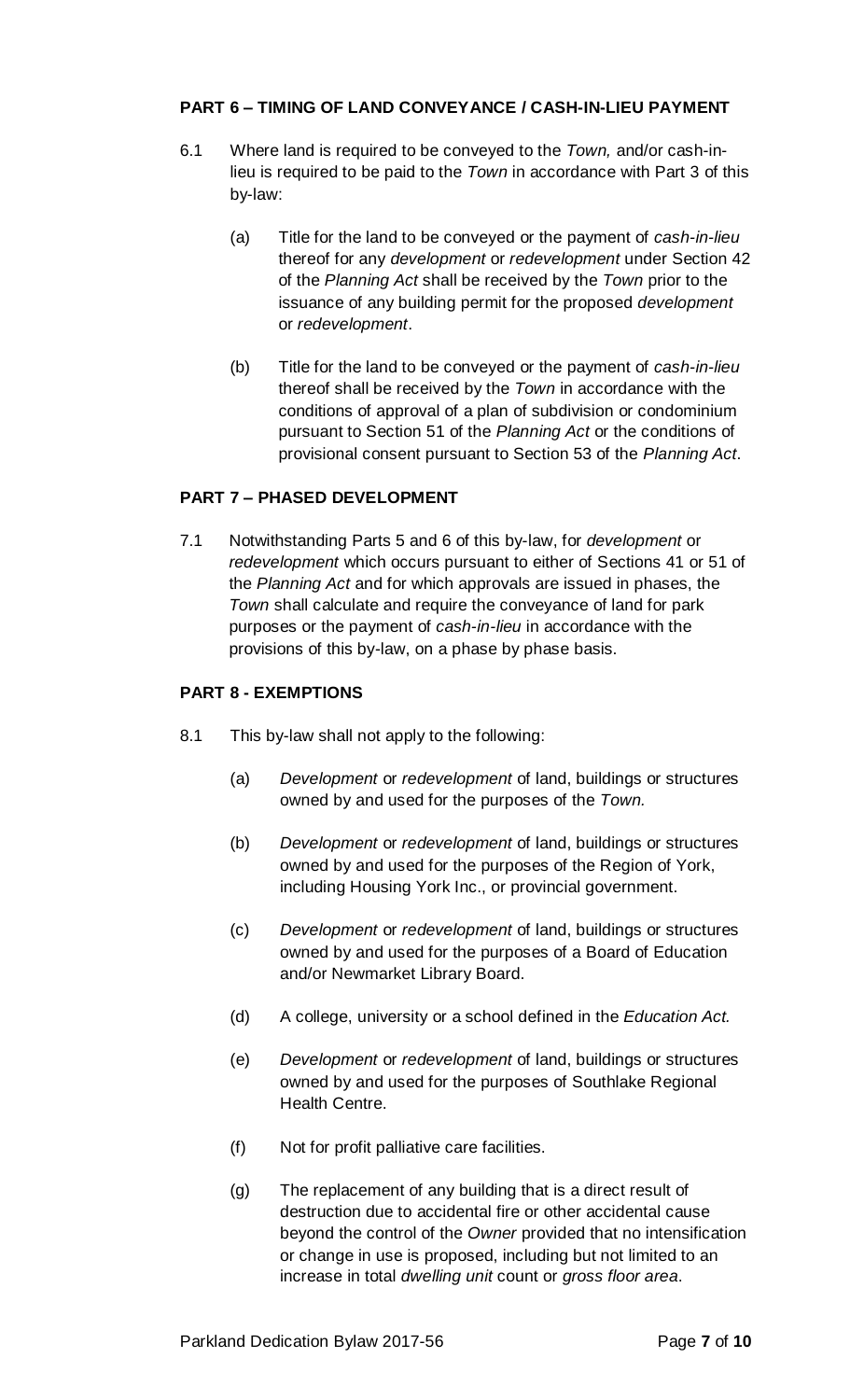**PART 6 – TIMING OF LAND CONVEYANCE / CASH-IN-LIEU PAYMENT**

6.1 Where land is required to be conveyed to the *Town,* and/or cash-in-lieu is required to be paid to the *Town* in accordance with Part 3 of this by-law:

(a) Title for the land to be conveyed or the payment of *cash-in-lieu* thereof for any *development* or *redevelopment* under Section 42 of the *Planning Act* shall be received by the *Town* prior to the issuance of any building permit for the proposed *development* or *redevelopment*.

(b) Title for the land to be conveyed or the payment of *cash-in-lieu* thereof shall be received by the *Town* in accordance with the conditions of approval of a plan of subdivision or condominium pursuant to Section 51 of the *Planning Act* or the conditions of provisional consent pursuant to Section 53 of the *Planning Act*.

**PART 7 – PHASED DEVELOPMENT**

7.1 Notwithstanding Parts 5 and 6 of this by-law, for *development* or *redevelopment* which occurs pursuant to either of Sections 41 or 51 of the *Planning Act* and for which approvals are issued in phases, the *Town* shall calculate and require the conveyance of land for park purposes or the payment of *cash-in-lieu* in accordance with the provisions of this by-law, on a phase by phase basis.

**PART 8 - EXEMPTIONS**

8.1 This by-law shall not apply to the following:

(a) *Development* or *redevelopment* of land, buildings or structures owned by and used for the purposes of the *Town.*

(b) *Development* or *redevelopment* of land, buildings or structures owned by and used for the purposes of the Region of York, including Housing York Inc., or provincial government.

(c) *Development* or *redevelopment* of land, buildings or structures owned by and used for the purposes of a Board of Education and/or Newmarket Library Board.

(d) A college, university or a school defined in the *Education Act.*

(e) *Development* or *redevelopment* of land, buildings or structures owned by and used for the purposes of Southlake Regional Health Centre.

(f) Not for profit palliative care facilities.

(g) The replacement of any building that is a direct result of destruction due to accidental fire or other accidental cause beyond the control of the *Owner* provided that no intensification or change in use is proposed, including but not limited to an increase in total *dwelling unit* count or *gross floor area*.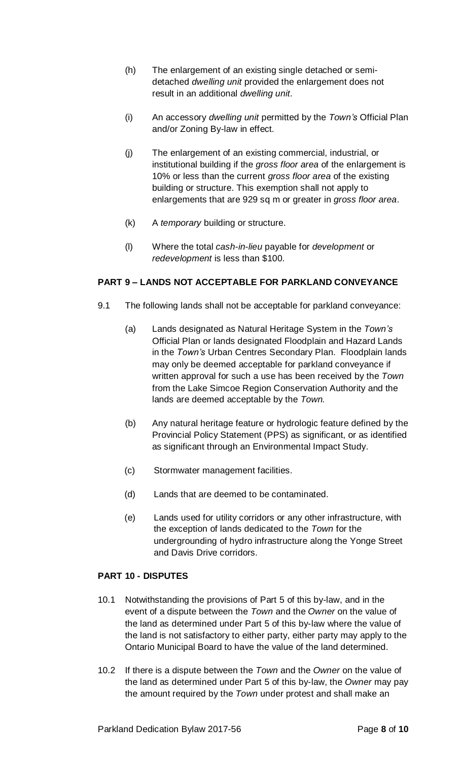(h) The enlargement of an existing single detached or semi-detached *dwelling unit* provided the enlargement does not result in an additional *dwelling unit*.

(i) An accessory *dwelling unit* permitted by the *Town's* Official Plan and/or Zoning By-law in effect.

(j) The enlargement of an existing commercial, industrial, or institutional building if the *gross floor area* of the enlargement is 10% or less than the current *gross floor area* of the existing building or structure. This exemption shall not apply to enlargements that are 929 sq m or greater in *gross floor area*.

(k) A *temporary* building or structure.

(l) Where the total *cash-in-lieu* payable for *development* or *redevelopment* is less than $100.

**PART 9 – LANDS NOT ACCEPTABLE FOR PARKLAND CONVEYANCE**

9.1 The following lands shall not be acceptable for parkland conveyance:

(a) Lands designated as Natural Heritage System in the *Town's* Official Plan or lands designated Floodplain and Hazard Lands in the *Town's* Urban Centres Secondary Plan. Floodplain lands may only be deemed acceptable for parkland conveyance if written approval for such a use has been received by the *Town* from the Lake Simcoe Region Conservation Authority and the lands are deemed acceptable by the *Town.*

(b) Any natural heritage feature or hydrologic feature defined by the Provincial Policy Statement (PPS) as significant, or as identified as significant through an Environmental Impact Study.

(c) Stormwater management facilities.

(d) Lands that are deemed to be contaminated.

(e) Lands used for utility corridors or any other infrastructure, with the exception of lands dedicated to the *Town* for the undergrounding of hydro infrastructure along the Yonge Street and Davis Drive corridors.

**PART 10 - DISPUTES**

10.1 Notwithstanding the provisions of Part 5 of this by-law, and in the event of a dispute between the *Town* and the *Owner* on the value of the land as determined under Part 5 of this by-law where the value of the land is not satisfactory to either party, either party may apply to the Ontario Municipal Board to have the value of the land determined.

10.2 If there is a dispute between the *Town* and the *Owner* on the value of the land as determined under Part 5 of this by-law, the *Owner* may pay the amount required by the *Town* under protest and shall make an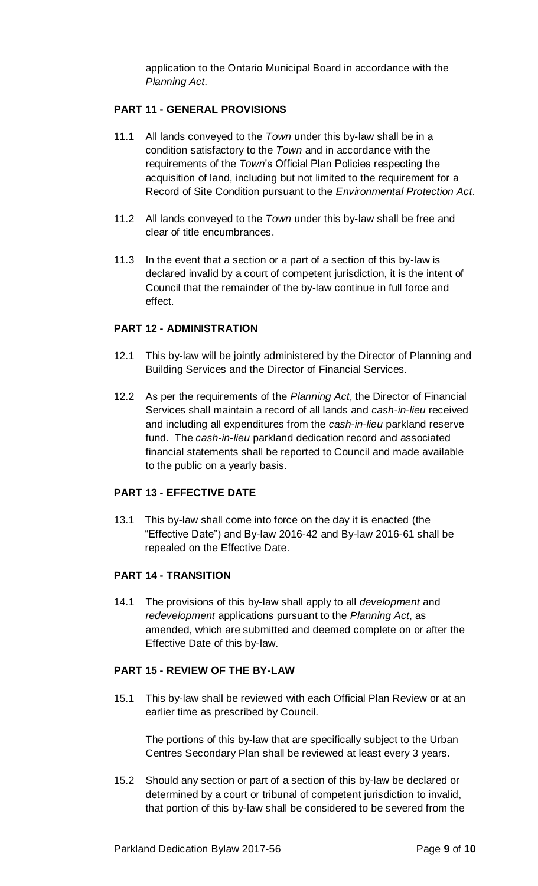application to the Ontario Municipal Board in accordance with the *Planning Act*.

**PART 11 - GENERAL PROVISIONS**

11.1 All lands conveyed to the *Town* under this by-law shall be in a condition satisfactory to the *Town* and in accordance with the requirements of the *Town*'s Official Plan Policies respecting the acquisition of land, including but not limited to the requirement for a Record of Site Condition pursuant to the *Environmental Protection Act*.

11.2 All lands conveyed to the *Town* under this by-law shall be free and clear of title encumbrances.

11.3 In the event that a section or a part of a section of this by-law is declared invalid by a court of competent jurisdiction, it is the intent of Council that the remainder of the by-law continue in full force and effect.

**PART 12 - ADMINISTRATION**

12.1 This by-law will be jointly administered by the Director of Planning and Building Services and the Director of Financial Services.

12.2 As per the requirements of the *Planning Act*, the Director of Financial Services shall maintain a record of all lands and *cash-in-lieu* received and including all expenditures from the *cash-in-lieu* parkland reserve fund. The *cash-in-lieu* parkland dedication record and associated financial statements shall be reported to Council and made available to the public on a yearly basis.

**PART 13 - EFFECTIVE DATE**

13.1 This by-law shall come into force on the day it is enacted (the "Effective Date") and By-law 2016-42 and By-law 2016-61 shall be repealed on the Effective Date.

**PART 14 - TRANSITION**

14.1 The provisions of this by-law shall apply to all *development* and *redevelopment* applications pursuant to the *Planning Act*, as amended, which are submitted and deemed complete on or after the Effective Date of this by-law.

**PART 15 - REVIEW OF THE BY-LAW**

15.1 This by-law shall be reviewed with each Official Plan Review or at an earlier time as prescribed by Council.

The portions of this by-law that are specifically subject to the Urban Centres Secondary Plan shall be reviewed at least every 3 years.

15.2 Should any section or part of a section of this by-law be declared or determined by a court or tribunal of competent jurisdiction to invalid, that portion of this by-law shall be considered to be severed from the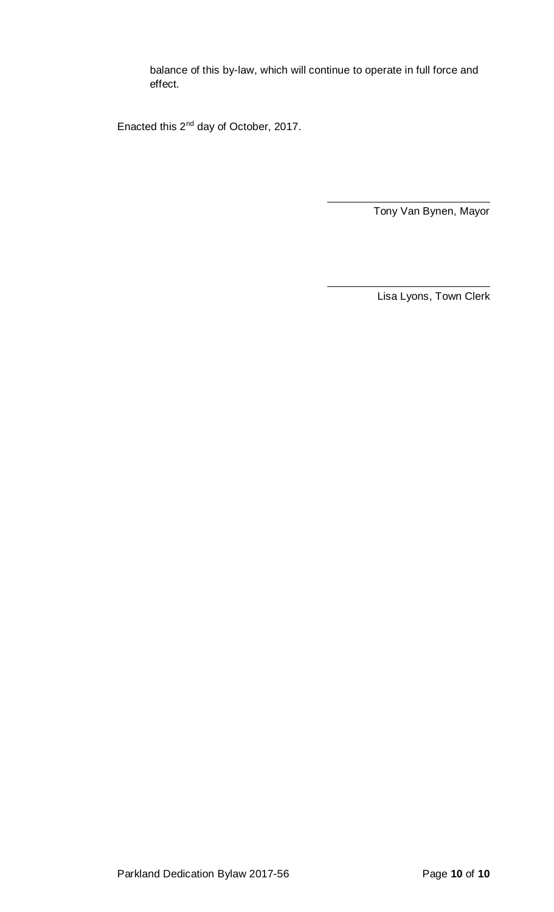balance of this by-law, which will continue to operate in full force and effect.

Enacted this 2nd day of October, 2017.

Tony Van Bynen, Mayor

Lisa Lyons, Town Clerk